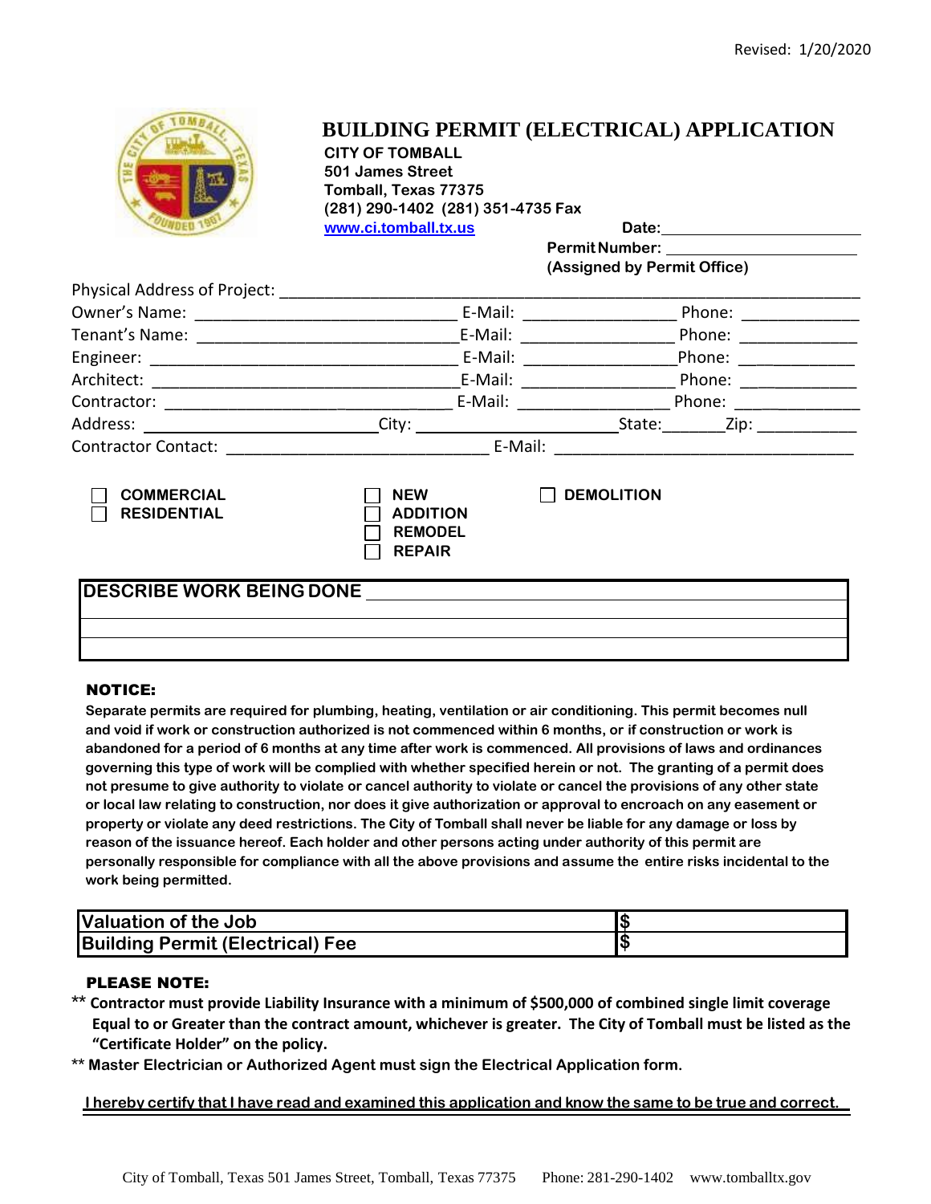Revised: 1/20/2020

# BUILDING PERMIT (ELECTRICAL) APPLICATION

**CITY OF TOMBALL**
**501 James Street**
**Tomball, Texas 77375**
**(281) 290-1402 (281) 351-4735 Fax**
**www.ci.tomball.tx.us**

**Date:** ______________________

**Permit Number:** ______________________
**(Assigned by Permit Office)**

Physical Address of Project: ______________________________________________

Owner's Name: ____________________________ E-Mail: ________________ Phone: ____________

Tenant's Name: ____________________________ E-Mail: ________________ Phone: ____________

Engineer: ________________________________ E-Mail: ________________ Phone: ____________

Architect: ________________________________ E-Mail: ________________ Phone: ____________

Contractor: _______________________________ E-Mail: ________________ Phone: ____________

Address: ________________________ City: ______________________ State: ______ Zip: __________

Contractor Contact: ____________________________ E-Mail: ________________________________

☐ **COMMERCIAL**
☐ **RESIDENTIAL**

☐ **NEW**
☐ **ADDITION**
☐ **REMODEL**
☐ **REPAIR**

☐ **DEMOLITION**

| **DESCRIBE WORK BEING DONE** |
|---|
| |
| |

**NOTICE:**

**Separate permits are required for plumbing, heating, ventilation or air conditioning. This permit becomes null and void if work or construction authorized is not commenced within 6 months, or if construction or work is abandoned for a period of 6 months at any time after work is commenced. All provisions of laws and ordinances governing this type of work will be complied with whether specified herein or not. The granting of a permit does not presume to give authority to violate or cancel authority to violate or cancel the provisions of any other state or local law relating to construction, nor does it give authorization or approval to encroach on any easement or property or violate any deed restrictions. The City of Tomball shall never be liable for any damage or loss by reason of the issuance hereof. Each holder and other persons acting under authority of this permit are personally responsible for compliance with all the above provisions and assume the entire risks incidental to the work being permitted.**

| | |
|---|---|
| **Valuation of the Job** | **$** |
| **Building Permit (Electrical) Fee** | **$** |

**PLEASE NOTE:**

** **Contractor must provide Liability Insurance with a minimum of $500,000 of combined single limit coverage Equal to or Greater than the contract amount, whichever is greater. The City of Tomball must be listed as the "Certificate Holder" on the policy.**

** **Master Electrician or Authorized Agent must sign the Electrical Application form.**

**I hereby certify that I have read and examined this application and know the same to be true and correct.**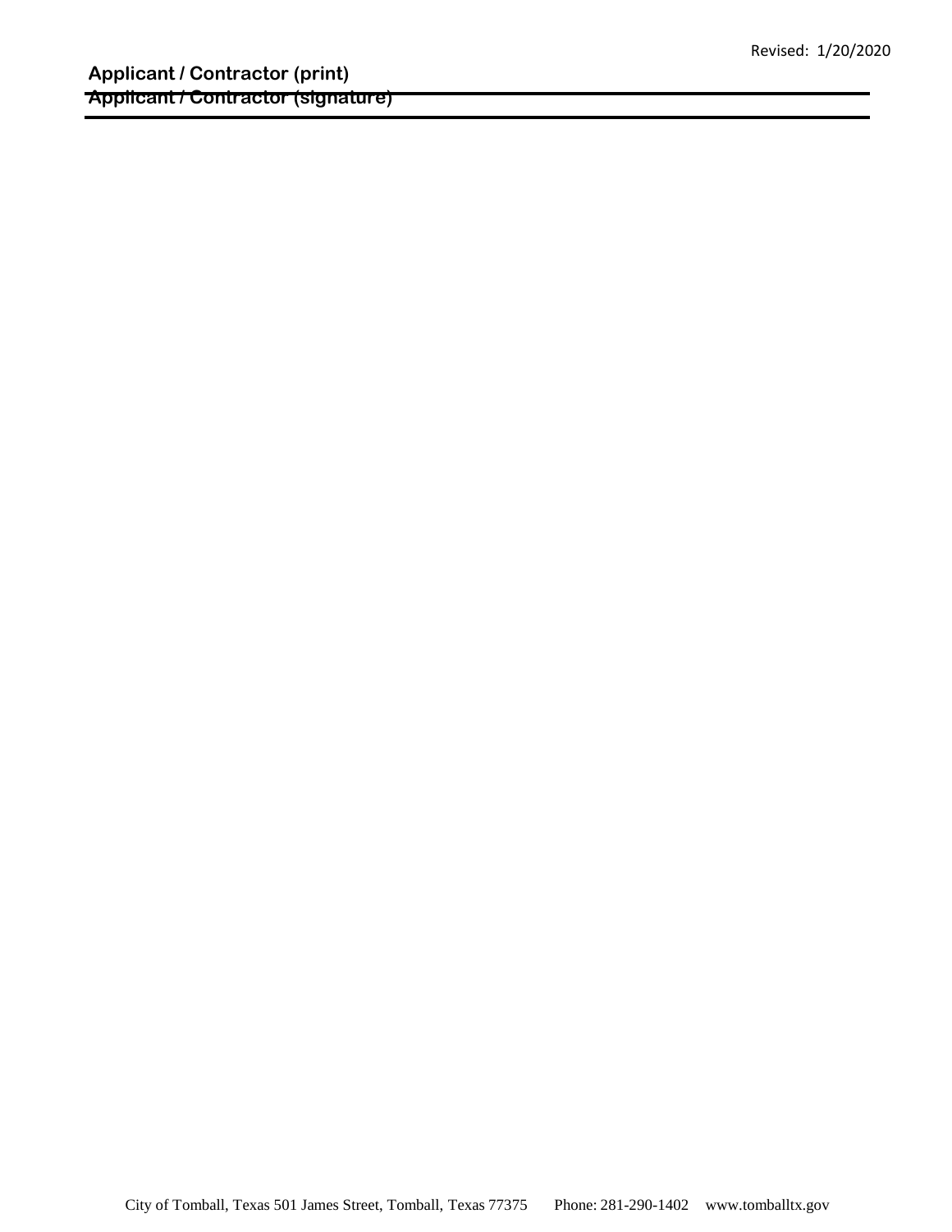Revised: 1/20/2020

**Applicant / Contractor (print)**

**Applicant / Contractor (signature)**

City of Tomball, Texas 501 James Street, Tomball, Texas 77375 Phone: 281-290-1402 www.tomballtx.gov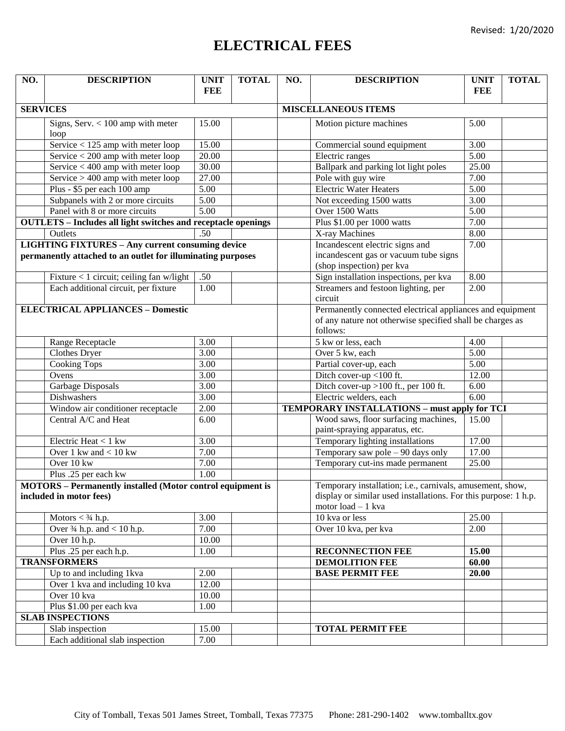Revised: 1/20/2020

# ELECTRICAL FEES

| NO. | DESCRIPTION | UNIT FEE | TOTAL | NO. | DESCRIPTION | UNIT FEE | TOTAL |
|---|---|---|---|---|---|---|---|
| **SERVICES** | | | | **MISCELLANEOUS ITEMS** | | | |
| | Signs, Serv. < 100 amp with meter loop | 15.00 | | | Motion picture machines | 5.00 | |
| | Service < 125 amp with meter loop | 15.00 | | | Commercial sound equipment | 3.00 | |
| | Service < 200 amp with meter loop | 20.00 | | | Electric ranges | 5.00 | |
| | Service < 400 amp with meter loop | 30.00 | | | Ballpark and parking lot light poles | 25.00 | |
| | Service > 400 amp with meter loop | 27.00 | | | Pole with guy wire | 7.00 | |
| | Plus - $5 per each 100 amp | 5.00 | | | Electric Water Heaters | 5.00 | |
| | Subpanels with 2 or more circuits | 5.00 | | | Not exceeding 1500 watts | 3.00 | |
| | Panel with 8 or more circuits | 5.00 | | | Over 1500 Watts | 5.00 | |
| **OUTLETS – Includes all light switches and receptacle openings** | | | | | Plus $1.00 per 1000 watts | 7.00 | |
| | Outlets | .50 | | | X-ray Machines | 8.00 | |
| **LIGHTING FIXTURES – Any current consuming device permanently attached to an outlet for illuminating purposes** | | | | | Incandescent electric signs and incandescent gas or vacuum tube signs (shop inspection) per kva | 7.00 | |
| | Fixture < 1 circuit; ceiling fan w/light | .50 | | | Sign installation inspections, per kva | 8.00 | |
| | Each additional circuit, per fixture | 1.00 | | | Streamers and festoon lighting, per circuit | 2.00 | |
| **ELECTRICAL APPLIANCES – Domestic** | | | | | Permanently connected electrical appliances and equipment of any nature not otherwise specified shall be charges as follows: | | |
| | Range Receptacle | 3.00 | | | 5 kw or less, each | 4.00 | |
| | Clothes Dryer | 3.00 | | | Over 5 kw, each | 5.00 | |
| | Cooking Tops | 3.00 | | | Partial cover-up, each | 5.00 | |
| | Ovens | 3.00 | | | Ditch cover-up <100 ft. | 12.00 | |
| | Garbage Disposals | 3.00 | | | Ditch cover-up >100 ft., per 100 ft. | 6.00 | |
| | Dishwashers | 3.00 | | | Electric welders, each | 6.00 | |
| | Window air conditioner receptacle | 2.00 | | **TEMPORARY INSTALLATIONS – must apply for TCI** | | | |
| | Central A/C and Heat | 6.00 | | | Wood saws, floor surfacing machines, paint-spraying apparatus, etc. | 15.00 | |
| | Electric Heat < 1 kw | 3.00 | | | Temporary lighting installations | 17.00 | |
| | Over 1 kw and < 10 kw | 7.00 | | | Temporary saw pole – 90 days only | 17.00 | |
| | Over 10 kw | 7.00 | | | Temporary cut-ins made permanent | 25.00 | |
| | Plus .25 per each kw | 1.00 | | | | | |
| **MOTORS – Permanently installed (Motor control equipment is included in motor fees)** | | | | | Temporary installation; i.e., carnivals, amusement, show, display or similar used installations. For this purpose: 1 h.p. motor load – 1 kva | | |
| | Motors < ¾ h.p. | 3.00 | | | 10 kva or less | 25.00 | |
| | Over ¾ h.p. and < 10 h.p. | 7.00 | | | Over 10 kva, per kva | 2.00 | |
| | Over 10 h.p. | 10.00 | | | | | |
| | Plus .25 per each h.p. | 1.00 | | | **RECONNECTION FEE** | **15.00** | |
| **TRANSFORMERS** | | | | | **DEMOLITION FEE** | **60.00** | |
| | Up to and including 1kva | 2.00 | | | **BASE PERMIT FEE** | **20.00** | |
| | Over 1 kva and including 10 kva | 12.00 | | | | | |
| | Over 10 kva | 10.00 | | | | | |
| | Plus $1.00 per each kva | 1.00 | | | | | |
| **SLAB INSPECTIONS** | | | | | | | |
| | Slab inspection | 15.00 | | | **TOTAL PERMIT FEE** | | |
| | Each additional slab inspection | 7.00 | | | | | |

City of Tomball, Texas 501 James Street, Tomball, Texas 77375 Phone: 281-290-1402 www.tomballtx.gov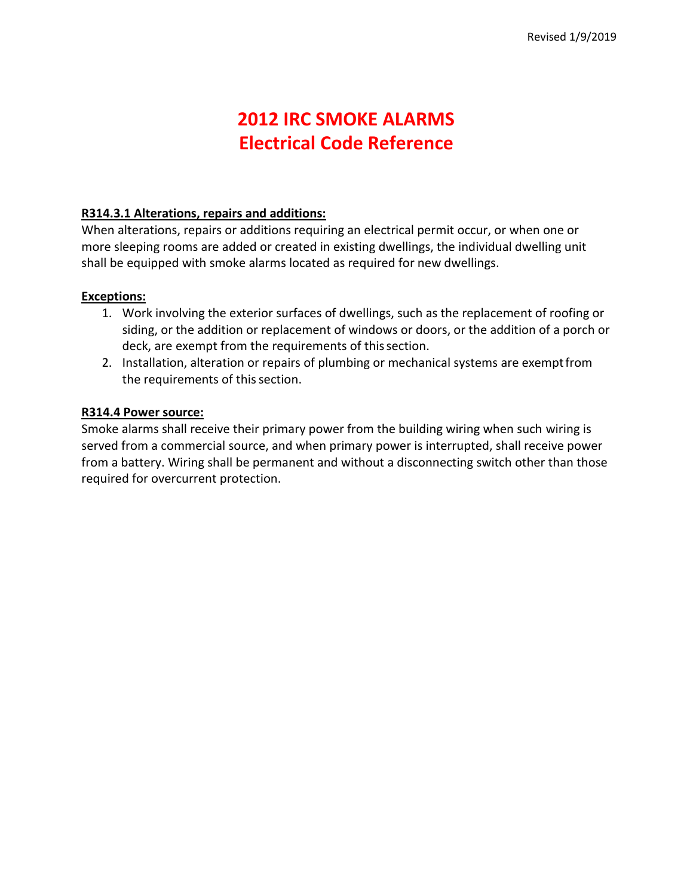Revised 1/9/2019

# 2012 IRC SMOKE ALARMS
# Electrical Code Reference

**R314.3.1 Alterations, repairs and additions:**

When alterations, repairs or additions requiring an electrical permit occur, or when one or more sleeping rooms are added or created in existing dwellings, the individual dwelling unit shall be equipped with smoke alarms located as required for new dwellings.

**Exceptions:**

1. Work involving the exterior surfaces of dwellings, such as the replacement of roofing or siding, or the addition or replacement of windows or doors, or the addition of a porch or deck, are exempt from the requirements of this section.
2. Installation, alteration or repairs of plumbing or mechanical systems are exempt from the requirements of this section.

**R314.4 Power source:**

Smoke alarms shall receive their primary power from the building wiring when such wiring is served from a commercial source, and when primary power is interrupted, shall receive power from a battery. Wiring shall be permanent and without a disconnecting switch other than those required for overcurrent protection.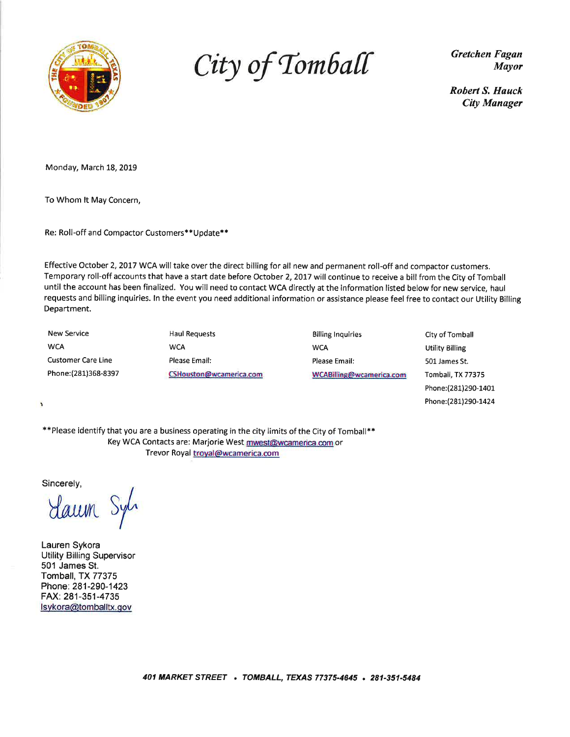# City of Tomball

*Gretchen Fagan*
*Mayor*

*Robert S. Hauck*
*City Manager*

Monday, March 18, 2019

To Whom It May Concern,

Re: Roll-off and Compactor Customers**Update**

Effective October 2, 2017 WCA will take over the direct billing for all new and permanent roll-off and compactor customers. Temporary roll-off accounts that have a start date before October 2, 2017 will continue to receive a bill from the City of Tomball until the account has been finalized. You will need to contact WCA directly at the information listed below for new service, haul requests and billing inquiries. In the event you need additional information or assistance please feel free to contact our Utility Billing Department.

| New Service | Haul Requests | Billing Inquiries | City of Tomball |
|---|---|---|---|
| WCA | WCA | WCA | Utility Billing |
| Customer Care Line | Please Email: | Please Email: | 501 James St. |
| Phone:(281)368-8397 | CSHouston@wcamerica.com | WCABilling@wcamerica.com | Tomball, TX 77375 |
| | | | Phone:(281)290-1401 |
| | | | Phone:(281)290-1424 |

**Please identify that you are a business operating in the city limits of the City of Tomball**
Key WCA Contacts are: Marjorie West mwest@wcamerica.com or
Trevor Royal troyal@wcamerica.com

Sincerely,

Lauren Sykora
Utility Billing Supervisor
501 James St.
Tomball, TX 77375
Phone: 281-290-1423
FAX: 281-351-4735
lsykora@tomballtx.gov

**401 MARKET STREET • TOMBALL, TEXAS 77375-4645 • 281-351-5484**